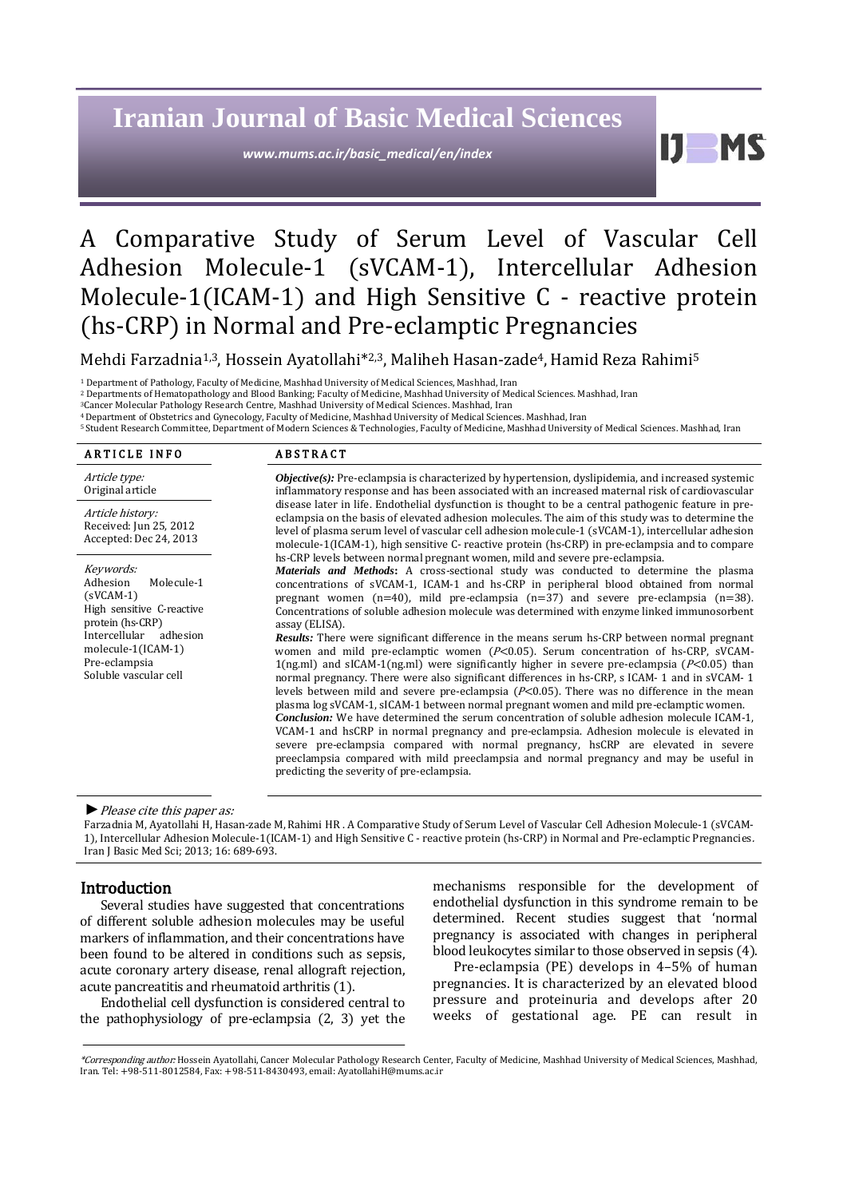# A Comparative Study of Serum Level of Vascular Cell Adhesion Molecule-1 (sVCAM-1), Intercellular Adhesion Molecule-1(ICAM-1) and High Sensitive C - reactive protein (hs-CRP) in Normal and Pre-eclamptic Pregnancies

Mehdi Farzadnia[1,3], Hossein Ayatollahi*[2,3], Maliheh Hasan-zade[4], Hamid Reza Rahimi[5]

[1] Department of Pathology, Faculty of Medicine, Mashhad University of Medical Sciences, Mashhad, Iran
[2] Departments of Hematopathology and Blood Banking; Faculty of Medicine, Mashhad University of Medical Sciences. Mashhad, Iran
[3] Cancer Molecular Pathology Research Centre, Mashhad University of Medical Sciences. Mashhad, Iran
[4] Department of Obstetrics and Gynecology, Faculty of Medicine, Mashhad University of Medical Sciences. Mashhad, Iran
[5] Student Research Committee, Department of Modern Sciences & Technologies, Faculty of Medicine, Mashhad University of Medical Sciences. Mashhad, Iran

## ARTICLE INFO

*Article type:*
Original article

*Article history:*
Received: Jun 25, 2012
Accepted: Dec 24, 2013

*Keywords:*
Adhesion Molecule-1 (sVCAM-1)
High sensitive C-reactive protein (hs-CRP)
Intercellular adhesion molecule-1(ICAM-1)
Pre-eclampsia
Soluble vascular cell

## ABSTRACT

***Objective(s):*** Pre-eclampsia is characterized by hypertension, dyslipidemia, and increased systemic inflammatory response and has been associated with an increased maternal risk of cardiovascular disease later in life. Endothelial dysfunction is thought to be a central pathogenic feature in pre-eclampsia on the basis of elevated adhesion molecules. The aim of this study was to determine the level of plasma serum level of vascular cell adhesion molecule-1 (sVCAM-1), intercellular adhesion molecule-1(ICAM-1), high sensitive C- reactive protein (hs-CRP) in pre-eclampsia and to compare hs-CRP levels between normal pregnant women, mild and severe pre-eclampsia.

***Materials and Methods*:** A cross-sectional study was conducted to determine the plasma concentrations of sVCAM-1, ICAM-1 and hs-CRP in peripheral blood obtained from normal pregnant women (n=40), mild pre-eclampsia (n=37) and severe pre-eclampsia (n=38). Concentrations of soluble adhesion molecule was determined with enzyme linked immunosorbent assay (ELISA).

***Results:*** There were significant difference in the means serum hs-CRP between normal pregnant women and mild pre-eclamptic women ($P$<0.05). Serum concentration of hs-CRP, sVCAM-1(ng.ml) and sICAM-1(ng.ml) were significantly higher in severe pre-eclampsia ($P$<0.05) than normal pregnancy. There were also significant differences in hs-CRP, s ICAM- 1 and in sVCAM- 1 levels between mild and severe pre-eclampsia ($P$<0.05). There was no difference in the mean plasma log sVCAM-1, sICAM-1 between normal pregnant women and mild pre-eclamptic women.

***Conclusion:*** We have determined the serum concentration of soluble adhesion molecule ICAM-1, VCAM-1 and hsCRP in normal pregnancy and pre-eclampsia. Adhesion molecule is elevated in severe pre-eclampsia compared with normal pregnancy, hsCRP are elevated in severe preeclampsia compared with mild preeclampsia and normal pregnancy and may be useful in predicting the severity of pre-eclampsia.

► *Please cite this paper as:*

Farzadnia M, Ayatollahi H, Hasan-zade M, Rahimi HR . A Comparative Study of Serum Level of Vascular Cell Adhesion Molecule-1 (sVCAM-1), Intercellular Adhesion Molecule-1(ICAM-1) and High Sensitive C - reactive protein (hs-CRP) in Normal and Pre-eclamptic Pregnancies. Iran J Basic Med Sci; 2013; 16: 689-693.

## Introduction

Several studies have suggested that concentrations of different soluble adhesion molecules may be useful markers of inflammation, and their concentrations have been found to be altered in conditions such as sepsis, acute coronary artery disease, renal allograft rejection, acute pancreatitis and rheumatoid arthritis (1).

Endothelial cell dysfunction is considered central to the pathophysiology of pre-eclampsia (2, 3) yet the mechanisms responsible for the development of endothelial dysfunction in this syndrome remain to be determined. Recent studies suggest that 'normal pregnancy is associated with changes in peripheral blood leukocytes similar to those observed in sepsis (4).

Pre-eclampsia (PE) develops in 4–5% of human pregnancies. It is characterized by an elevated blood pressure and proteinuria and develops after 20 weeks of gestational age. PE can result in

*\*Corresponding author:* Hossein Ayatollahi, Cancer Molecular Pathology Research Center, Faculty of Medicine, Mashhad University of Medical Sciences, Mashhad, Iran. Tel: +98-511-8012584, Fax: +98-511-8430493, email: AyatollahiH@mums.ac.ir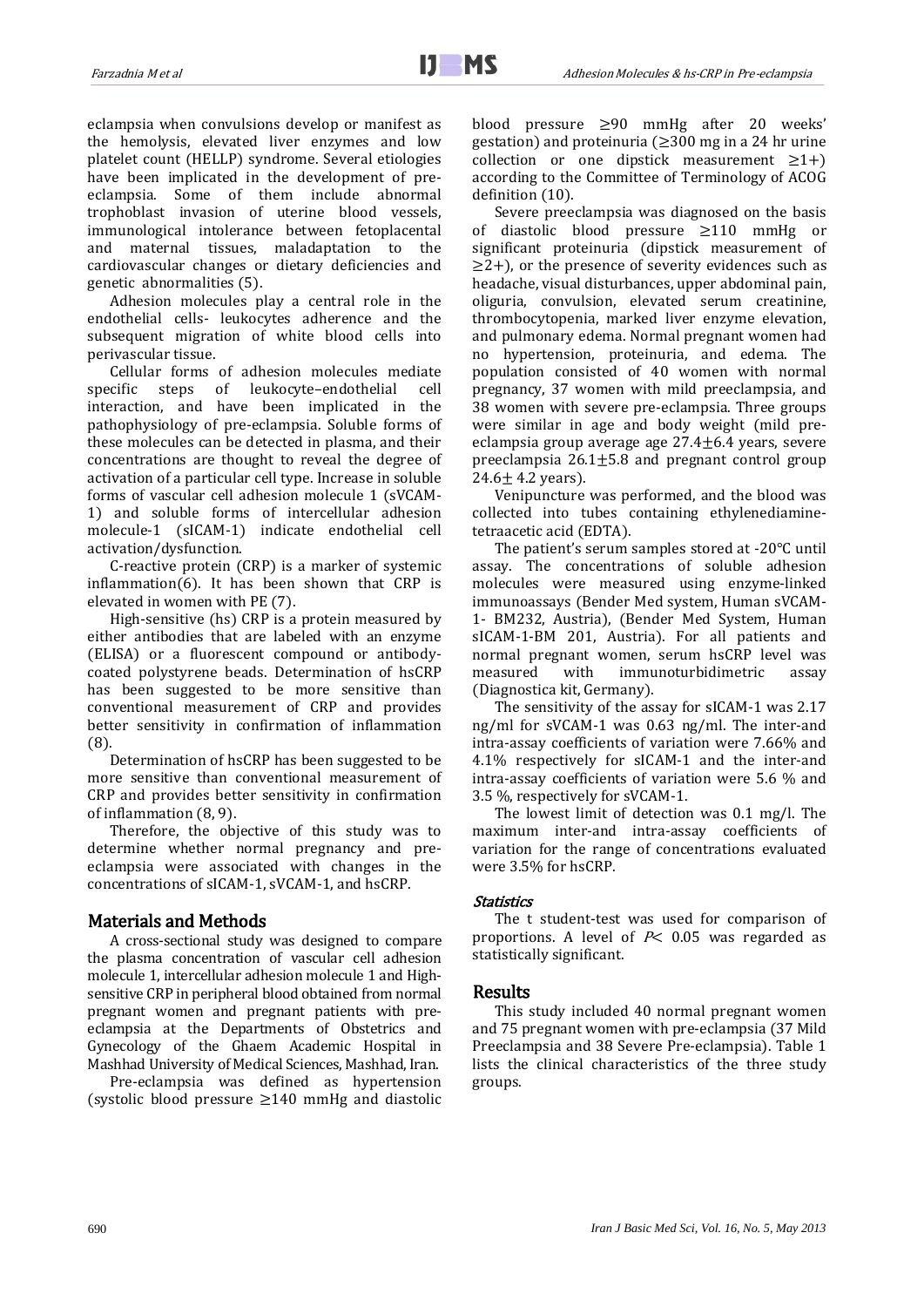eclampsia when convulsions develop or manifest as the hemolysis, elevated liver enzymes and low platelet count (HELLP) syndrome. Several etiologies have been implicated in the development of pre-eclampsia. Some of them include abnormal trophoblast invasion of uterine blood vessels, immunological intolerance between fetoplacental and maternal tissues, maladaptation to the cardiovascular changes or dietary deficiencies and genetic abnormalities (5).

Adhesion molecules play a central role in the endothelial cells- leukocytes adherence and the subsequent migration of white blood cells into perivascular tissue.

Cellular forms of adhesion molecules mediate specific steps of leukocyte–endothelial cell interaction, and have been implicated in the pathophysiology of pre-eclampsia. Soluble forms of these molecules can be detected in plasma, and their concentrations are thought to reveal the degree of activation of a particular cell type. Increase in soluble forms of vascular cell adhesion molecule 1 (sVCAM-1) and soluble forms of intercellular adhesion molecule-1 (sICAM-1) indicate endothelial cell activation/dysfunction.

C-reactive protein (CRP) is a marker of systemic inflammation(6). It has been shown that CRP is elevated in women with PE (7).

High-sensitive (hs) CRP is a protein measured by either antibodies that are labeled with an enzyme (ELISA) or a fluorescent compound or antibody-coated polystyrene beads. Determination of hsCRP has been suggested to be more sensitive than conventional measurement of CRP and provides better sensitivity in confirmation of inflammation (8).

Determination of hsCRP has been suggested to be more sensitive than conventional measurement of CRP and provides better sensitivity in confirmation of inflammation (8, 9).

Therefore, the objective of this study was to determine whether normal pregnancy and pre-eclampsia were associated with changes in the concentrations of sICAM-1, sVCAM-1, and hsCRP.

## Materials and Methods

A cross-sectional study was designed to compare the plasma concentration of vascular cell adhesion molecule 1, intercellular adhesion molecule 1 and High-sensitive CRP in peripheral blood obtained from normal pregnant women and pregnant patients with pre-eclampsia at the Departments of Obstetrics and Gynecology of the Ghaem Academic Hospital in Mashhad University of Medical Sciences, Mashhad, Iran.

Pre-eclampsia was defined as hypertension (systolic blood pressure ≥140 mmHg and diastolic blood pressure ≥90 mmHg after 20 weeks' gestation) and proteinuria (≥300 mg in a 24 hr urine collection or one dipstick measurement ≥1+) according to the Committee of Terminology of ACOG definition (10).

Severe preeclampsia was diagnosed on the basis of diastolic blood pressure ≥110 mmHg or significant proteinuria (dipstick measurement of ≥2+), or the presence of severity evidences such as headache, visual disturbances, upper abdominal pain, oliguria, convulsion, elevated serum creatinine, thrombocytopenia, marked liver enzyme elevation, and pulmonary edema. Normal pregnant women had no hypertension, proteinuria, and edema. The population consisted of 40 women with normal pregnancy, 37 women with mild preeclampsia, and 38 women with severe pre-eclampsia. Three groups were similar in age and body weight (mild pre-eclampsia group average age 27.4±6.4 years, severe preeclampsia 26.1±5.8 and pregnant control group 24.6± 4.2 years).

Venipuncture was performed, and the blood was collected into tubes containing ethylenediamine-tetraacetic acid (EDTA).

The patient's serum samples stored at -20°C until assay. The concentrations of soluble adhesion molecules were measured using enzyme-linked immunoassays (Bender Med system, Human sVCAM-1- BM232, Austria), (Bender Med System, Human sICAM-1-BM 201, Austria). For all patients and normal pregnant women, serum hsCRP level was measured with immunoturbidimetric assay (Diagnostica kit, Germany).

The sensitivity of the assay for sICAM-1 was 2.17 ng/ml for sVCAM-1 was 0.63 ng/ml. The inter-and intra-assay coefficients of variation were 7.66% and 4.1% respectively for sICAM-1 and the inter-and intra-assay coefficients of variation were 5.6 % and 3.5 %, respectively for sVCAM-1.

The lowest limit of detection was 0.1 mg/l. The maximum inter-and intra-assay coefficients of variation for the range of concentrations evaluated were 3.5% for hsCRP.

### *Statistics*

The t student-test was used for comparison of proportions. A level of $P< 0.05$ was regarded as statistically significant.

## Results

This study included 40 normal pregnant women and 75 pregnant women with pre-eclampsia (37 Mild Preeclampsia and 38 Severe Pre-eclampsia). Table 1 lists the clinical characteristics of the three study groups.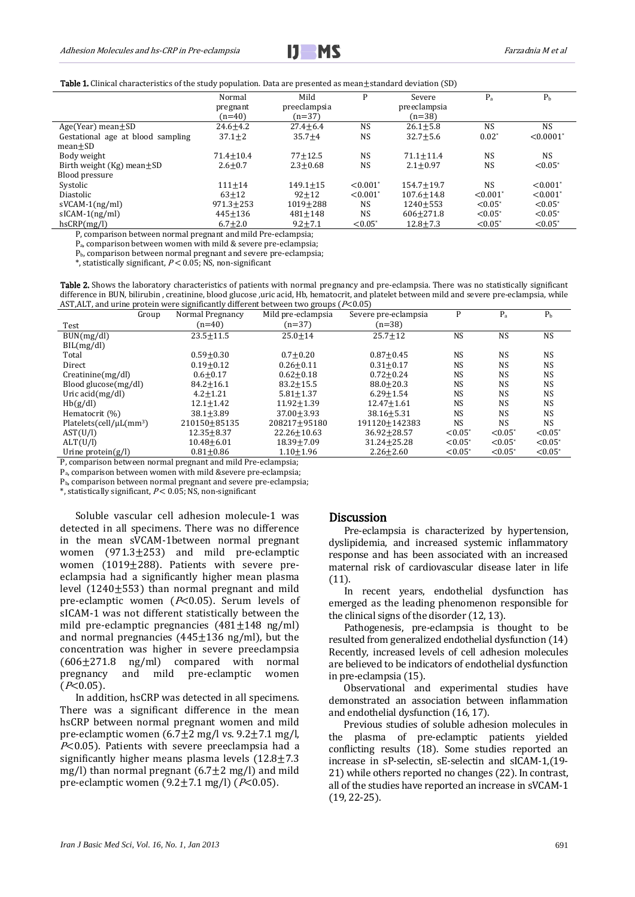**Table 1.** Clinical characteristics of the study population. Data are presented as mean±standard deviation (SD)

| | Normal pregnant (n=40) | Mild preeclampsia (n=37) | P | Severe preeclampsia (n=38) | $P_a$ | $P_b$ |
|---|---|---|---|---|---|---|
| Age(Year) mean±SD | 24.6±4.2 | 27.4±6.4 | NS | 26.1±5.8 | NS | NS |
| Gestational age at blood sampling mean±SD | 37.1±2 | 35.7±4 | NS | 32.7±5.6 | 0.02* | <0.0001* |
| Body weight | 71.4±10.4 | 77±12.5 | NS | 71.1±11.4 | NS | NS |
| Birth weight (Kg) mean±SD | 2.6±0.7 | 2.3±0.68 | NS | 2.1±0.97 | NS | <0.05* |
| Blood pressure | | | | | | |
| Systolic | 111±14 | 149.1±15 | <0.001* | 154.7±19.7 | NS | <0.001* |
| Diastolic | 63±12 | 92±12 | <0.001* | 107.6±14.8 | <0.001* | <0.001* |
| sVCAM-1(ng/ml) | 971.3±253 | 1019±288 | NS | 1240±553 | <0.05* | <0.05* |
| sICAM-1(ng/ml) | 445±136 | 481±148 | NS | 606±271.8 | <0.05* | <0.05* |
| hsCRP(mg/l) | 6.7±2.0 | 9.2±7.1 | <0.05* | 12.8±7.3 | <0.05* | <0.05* |

P, comparison between normal pregnant and mild Pre-eclampsia;
$P_a$, comparison between women with mild & severe pre-eclampsia;
$P_b$, comparison between normal pregnant and severe pre-eclampsia;
*, statistically significant, $P < 0.05$; NS, non-significant

**Table 2.** Shows the laboratory characteristics of patients with normal pregnancy and pre-eclampsia. There was no statistically significant difference in BUN, bilirubin , creatinine, blood glucose ,uric acid, Hb, hematocrit, and platelet between mild and severe pre-eclampsia, while AST,ALT, and urine protein were significantly different between two groups ($P<0.05$)

| Test \ Group | Normal Pregnancy (n=40) | Mild pre-eclampsia (n=37) | Severe pre-eclampsia (n=38) | P | $P_a$ | $P_b$ |
|---|---|---|---|---|---|---|
| BUN(mg/dl) | 23.5±11.5 | 25.0±14 | 25.7±12 | NS | NS | NS |
| BIL(mg/dl) | | | | | | |
| Total | 0.59±0.30 | 0.7±0.20 | 0.87±0.45 | NS | NS | NS |
| Direct | 0.19±0.12 | 0.26±0.11 | 0.31±0.17 | NS | NS | NS |
| Creatinine(mg/dl) | 0.6±0.17 | 0.62±0.18 | 0.72±0.24 | NS | NS | NS |
| Blood glucose(mg/dl) | 84.2±16.1 | 83.2±15.5 | 88.0±20.3 | NS | NS | NS |
| Uric acid(mg/dl) | 4.2±1.21 | 5.81±1.37 | 6.29±1.54 | NS | NS | NS |
| Hb(g/dl) | 12.1±1.42 | 11.92±1.39 | 12.47±1.61 | NS | NS | NS |
| Hematocrit (%) | 38.1±3.89 | 37.00±3.93 | 38.16±5.31 | NS | NS | NS |
| Platelets(cell/μL(mm³) | 210150±85135 | 208217±95180 | 191120±142383 | NS | NS | NS |
| AST(U/l) | 12.35±8.37 | 22.26±10.63 | 36.92±28.57 | <0.05* | <0.05* | <0.05* |
| ALT(U/l) | 10.48±6.01 | 18.39±7.09 | 31.24±25.28 | <0.05* | <0.05* | <0.05* |
| Urine protein(g/l) | 0.81±0.86 | 1.10±1.96 | 2.26±2.60 | <0.05* | <0.05* | <0.05* |

P, comparison between normal pregnant and mild Pre-eclampsia;
$P_a$, comparison between women with mild &severe pre-eclampsia;
$P_b$, comparison between normal pregnant and severe pre-eclampsia;
*, statistically significant, $P < 0.05$; NS, non-significant

Soluble vascular cell adhesion molecule-1 was detected in all specimens. There was no difference in the mean sVCAM-1between normal pregnant women (971.3±253) and mild pre-eclamptic women (1019±288). Patients with severe pre-eclampsia had a significantly higher mean plasma level (1240±553) than normal pregnant and mild pre-eclamptic women ($P<0.05$). Serum levels of sICAM-1 was not different statistically between the mild pre-eclamptic pregnancies (481±148 ng/ml) and normal pregnancies (445±136 ng/ml), but the concentration was higher in severe preeclampsia (606±271.8 ng/ml) compared with normal pregnancy and mild pre-eclamptic women ($P<0.05$).

In addition, hsCRP was detected in all specimens. There was a significant difference in the mean hsCRP between normal pregnant women and mild pre-eclamptic women (6.7±2 mg/l vs. 9.2±7.1 mg/l, $P<0.05$). Patients with severe preeclampsia had a significantly higher means plasma levels (12.8±7.3 mg/l) than normal pregnant (6.7±2 mg/l) and mild pre-eclamptic women (9.2±7.1 mg/l) ($P<0.05$).

## Discussion

Pre-eclampsia is characterized by hypertension, dyslipidemia, and increased systemic inflammatory response and has been associated with an increased maternal risk of cardiovascular disease later in life (11).

In recent years, endothelial dysfunction has emerged as the leading phenomenon responsible for the clinical signs of the disorder (12, 13).

Pathogenesis, pre-eclampsia is thought to be resulted from generalized endothelial dysfunction (14) Recently, increased levels of cell adhesion molecules are believed to be indicators of endothelial dysfunction in pre-eclampsia (15).

Observational and experimental studies have demonstrated an association between inflammation and endothelial dysfunction (16, 17).

Previous studies of soluble adhesion molecules in the plasma of pre-eclamptic patients yielded conflicting results (18). Some studies reported an increase in sP-selectin, sE-selectin and sICAM-1,(19-21) while others reported no changes (22). In contrast, all of the studies have reported an increase in sVCAM-1 (19, 22-25).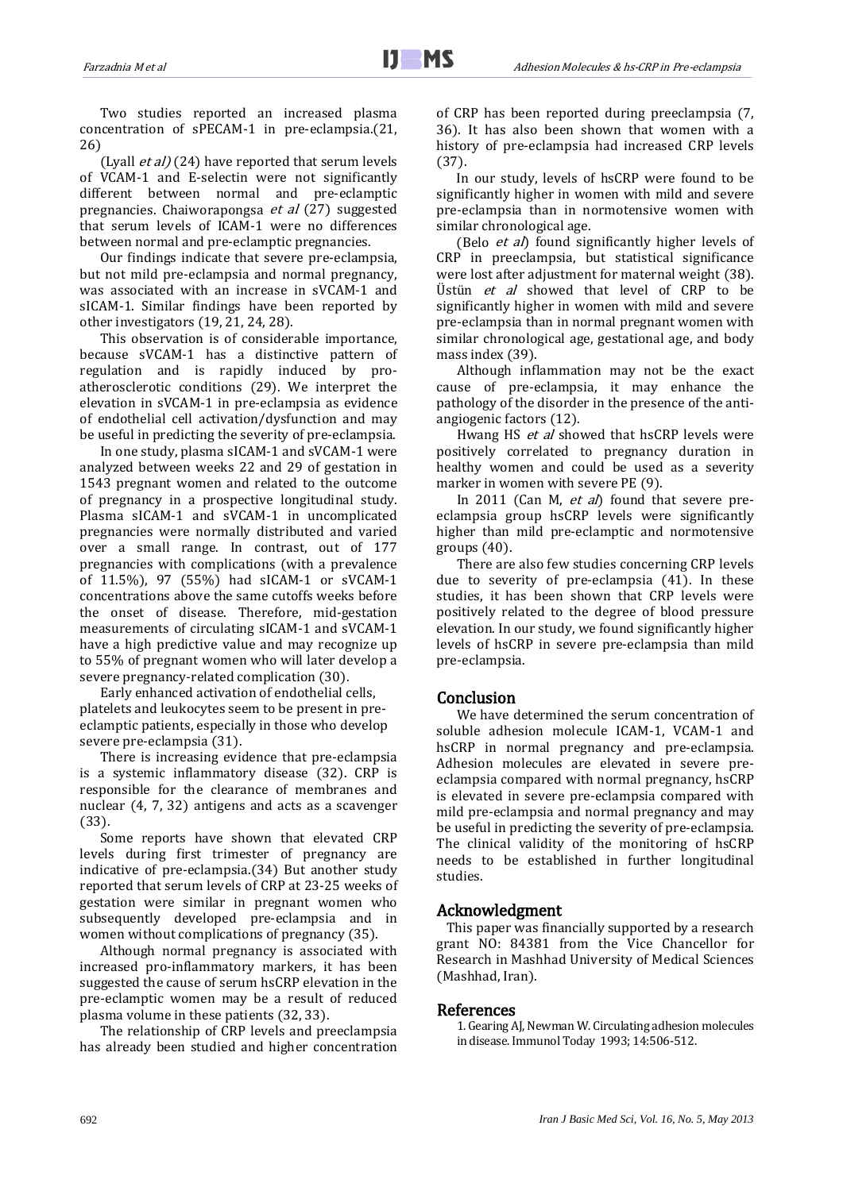Two studies reported an increased plasma concentration of sPECAM-1 in pre-eclampsia.(21, 26)

(Lyall *et al)* (24) have reported that serum levels of VCAM-1 and E-selectin were not significantly different between normal and pre-eclamptic pregnancies. Chaiworapongsa *et al* (27) suggested that serum levels of ICAM-1 were no differences between normal and pre-eclamptic pregnancies.

Our findings indicate that severe pre-eclampsia, but not mild pre-eclampsia and normal pregnancy, was associated with an increase in sVCAM-1 and sICAM-1. Similar findings have been reported by other investigators (19, 21, 24, 28).

This observation is of considerable importance, because sVCAM-1 has a distinctive pattern of regulation and is rapidly induced by pro-atherosclerotic conditions (29). We interpret the elevation in sVCAM-1 in pre-eclampsia as evidence of endothelial cell activation/dysfunction and may be useful in predicting the severity of pre-eclampsia.

In one study, plasma sICAM-1 and sVCAM-1 were analyzed between weeks 22 and 29 of gestation in 1543 pregnant women and related to the outcome of pregnancy in a prospective longitudinal study. Plasma sICAM-1 and sVCAM-1 in uncomplicated pregnancies were normally distributed and varied over a small range. In contrast, out of 177 pregnancies with complications (with a prevalence of 11.5%), 97 (55%) had sICAM-1 or sVCAM-1 concentrations above the same cutoffs weeks before the onset of disease. Therefore, mid-gestation measurements of circulating sICAM-1 and sVCAM-1 have a high predictive value and may recognize up to 55% of pregnant women who will later develop a severe pregnancy-related complication (30).

Early enhanced activation of endothelial cells, platelets and leukocytes seem to be present in pre-eclamptic patients, especially in those who develop severe pre-eclampsia (31).

There is increasing evidence that pre-eclampsia is a systemic inflammatory disease (32). CRP is responsible for the clearance of membranes and nuclear (4, 7, 32) antigens and acts as a scavenger (33).

Some reports have shown that elevated CRP levels during first trimester of pregnancy are indicative of pre-eclampsia.(34) But another study reported that serum levels of CRP at 23-25 weeks of gestation were similar in pregnant women who subsequently developed pre-eclampsia and in women without complications of pregnancy (35).

Although normal pregnancy is associated with increased pro-inflammatory markers, it has been suggested the cause of serum hsCRP elevation in the pre-eclamptic women may be a result of reduced plasma volume in these patients (32, 33).

The relationship of CRP levels and preeclampsia has already been studied and higher concentration of CRP has been reported during preeclampsia (7, 36). It has also been shown that women with a history of pre-eclampsia had increased CRP levels (37).

In our study, levels of hsCRP were found to be significantly higher in women with mild and severe pre-eclampsia than in normotensive women with similar chronological age.

(Belo *et al*) found significantly higher levels of CRP in preeclampsia, but statistical significance were lost after adjustment for maternal weight (38). Üstün *et al* showed that level of CRP to be significantly higher in women with mild and severe pre-eclampsia than in normal pregnant women with similar chronological age, gestational age, and body mass index (39).

Although inflammation may not be the exact cause of pre-eclampsia, it may enhance the pathology of the disorder in the presence of the anti-angiogenic factors (12).

Hwang HS *et al* showed that hsCRP levels were positively correlated to pregnancy duration in healthy women and could be used as a severity marker in women with severe PE (9).

In 2011 (Can M, *et al*) found that severe pre-eclampsia group hsCRP levels were significantly higher than mild pre-eclamptic and normotensive groups (40).

There are also few studies concerning CRP levels due to severity of pre-eclampsia (41). In these studies, it has been shown that CRP levels were positively related to the degree of blood pressure elevation. In our study, we found significantly higher levels of hsCRP in severe pre-eclampsia than mild pre-eclampsia.

## Conclusion

We have determined the serum concentration of soluble adhesion molecule ICAM-1, VCAM-1 and hsCRP in normal pregnancy and pre-eclampsia. Adhesion molecules are elevated in severe pre-eclampsia compared with normal pregnancy, hsCRP is elevated in severe pre-eclampsia compared with mild pre-eclampsia and normal pregnancy and may be useful in predicting the severity of pre-eclampsia. The clinical validity of the monitoring of hsCRP needs to be established in further longitudinal studies.

## Acknowledgment

This paper was financially supported by a research grant NO: 84381 from the Vice Chancellor for Research in Mashhad University of Medical Sciences (Mashhad, Iran).

## References

1. Gearing AJ, Newman W. Circulating adhesion molecules in disease. Immunol Today 1993; 14:506-512.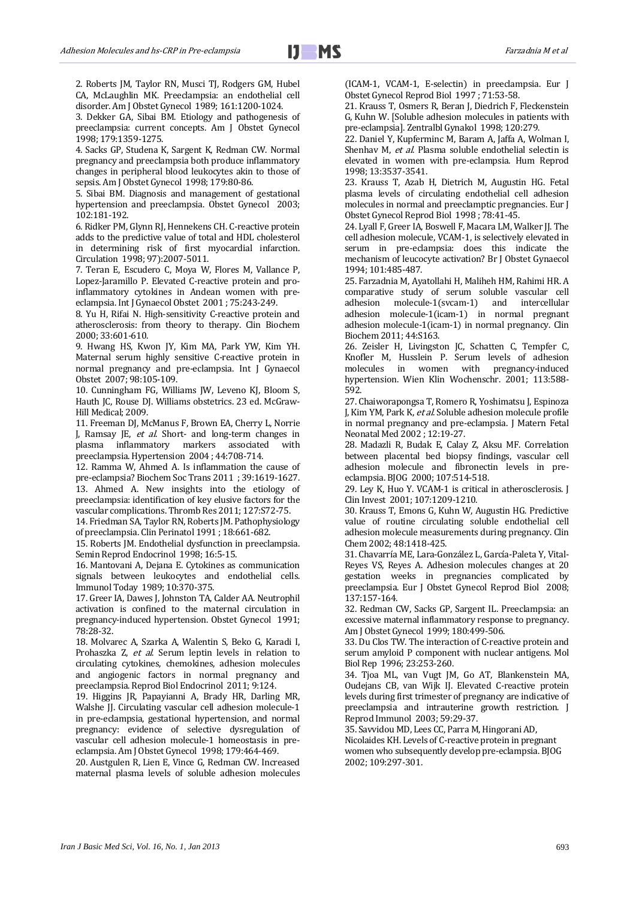2. Roberts JM, Taylor RN, Musci TJ, Rodgers GM, Hubel CA, McLaughlin MK. Preeclampsia: an endothelial cell disorder. Am J Obstet Gynecol 1989; 161:1200-1024.

3. Dekker GA, Sibai BM. Etiology and pathogenesis of preeclampsia: current concepts. Am J Obstet Gynecol 1998; 179:1359-1275.

4. Sacks GP, Studena K, Sargent K, Redman CW. Normal pregnancy and preeclampsia both produce inflammatory changes in peripheral blood leukocytes akin to those of sepsis. Am J Obstet Gynecol 1998; 179:80-86.

5. Sibai BM. Diagnosis and management of gestational hypertension and preeclampsia. Obstet Gynecol 2003; 102:181-192.

6. Ridker PM, Glynn RJ, Hennekens CH. C-reactive protein adds to the predictive value of total and HDL cholesterol in determining risk of first myocardial infarction. Circulation 1998; 97):2007-5011.

7. Teran E, Escudero C, Moya W, Flores M, Vallance P, Lopez-Jaramillo P. Elevated C-reactive protein and pro-inflammatory cytokines in Andean women with pre-eclampsia. Int J Gynaecol Obstet 2001 ; 75:243-249.

8. Yu H, Rifai N. High-sensitivity C-reactive protein and atherosclerosis: from theory to therapy. Clin Biochem 2000; 33:601-610.

9. Hwang HS, Kwon JY, Kim MA, Park YW, Kim YH. Maternal serum highly sensitive C-reactive protein in normal pregnancy and pre-eclampsia. Int J Gynaecol Obstet 2007; 98:105-109.

10. Cunningham FG, Williams JW, Leveno KJ, Bloom S, Hauth JC, Rouse DJ. Williams obstetrics. 23 ed. McGraw-Hill Medical; 2009.

11. Freeman DJ, McManus F, Brown EA, Cherry L, Norrie J, Ramsay JE, *et al.* Short- and long-term changes in plasma inflammatory markers associated with preeclampsia. Hypertension 2004 ; 44:708-714.

12. Ramma W, Ahmed A. Is inflammation the cause of pre-eclampsia? Biochem Soc Trans 2011 ; 39:1619-1627.

13. Ahmed A. New insights into the etiology of preeclampsia: identification of key elusive factors for the vascular complications. Thromb Res 2011; 127:S72-75.

14. Friedman SA, Taylor RN, Roberts JM. Pathophysiology of preeclampsia. Clin Perinatol 1991 ; 18:661-682.

15. Roberts JM. Endothelial dysfunction in preeclampsia. Semin Reprod Endocrinol 1998; 16:5-15.

16. Mantovani A, Dejana E. Cytokines as communication signals between leukocytes and endothelial cells. Immunol Today 1989; 10:370-375.

17. Greer IA, Dawes J, Johnston TA, Calder AA. Neutrophil activation is confined to the maternal circulation in pregnancy-induced hypertension. Obstet Gynecol 1991; 78:28-32.

18. Molvarec A, Szarka A, Walentin S, Beko G, Karadi I, Prohaszka Z, *et al.* Serum leptin levels in relation to circulating cytokines, chemokines, adhesion molecules and angiogenic factors in normal pregnancy and preeclampsia. Reprod Biol Endocrinol 2011; 9:124.

19. Higgins JR, Papayianni A, Brady HR, Darling MR, Walshe JJ. Circulating vascular cell adhesion molecule-1 in pre-eclampsia, gestational hypertension, and normal pregnancy: evidence of selective dysregulation of vascular cell adhesion molecule-1 homeostasis in pre-eclampsia. Am J Obstet Gynecol 1998; 179:464-469.

20. Austgulen R, Lien E, Vince G, Redman CW. Increased maternal plasma levels of soluble adhesion molecules (ICAM-1, VCAM-1, E-selectin) in preeclampsia. Eur J Obstet Gynecol Reprod Biol 1997 ; 71:53-58.

21. Krauss T, Osmers R, Beran J, Diedrich F, Fleckenstein G, Kuhn W. [Soluble adhesion molecules in patients with pre-eclampsia]. Zentralbl Gynakol 1998; 120:279.

22. Daniel Y, Kupferminc M, Baram A, Jaffa A, Wolman I, Shenhav M, *et al.* Plasma soluble endothelial selectin is elevated in women with pre-eclampsia. Hum Reprod 1998; 13:3537-3541.

23. Krauss T, Azab H, Dietrich M, Augustin HG. Fetal plasma levels of circulating endothelial cell adhesion molecules in normal and preeclamptic pregnancies. Eur J Obstet Gynecol Reprod Biol 1998 ; 78:41-45.

24. Lyall F, Greer IA, Boswell F, Macara LM, Walker JJ. The cell adhesion molecule, VCAM-1, is selectively elevated in serum in pre-eclampsia: does this indicate the mechanism of leucocyte activation? Br J Obstet Gynaecol 1994; 101:485-487.

25. Farzadnia M, Ayatollahi H, Maliheh HM, Rahimi HR. A comparative study of serum soluble vascular cell adhesion molecule-1(svcam-1) and intercellular adhesion molecule-1(icam-1) in normal pregnant adhesion molecule-1(icam-1) in normal pregnancy. Clin Biochem 2011; 44:S163.

26. Zeisler H, Livingston JC, Schatten C, Tempfer C, Knofler M, Husslein P. Serum levels of adhesion molecules in women with pregnancy-induced hypertension. Wien Klin Wochenschr. 2001; 113:588-592.

27. Chaiworapongsa T, Romero R, Yoshimatsu J, Espinoza J, Kim YM, Park K, *et al.* Soluble adhesion molecule profile in normal pregnancy and pre-eclampsia. J Matern Fetal Neonatal Med 2002 ; 12:19-27.

28. Madazli R, Budak E, Calay Z, Aksu MF. Correlation between placental bed biopsy findings, vascular cell adhesion molecule and fibronectin levels in pre-eclampsia. BJOG 2000; 107:514-518.

29. Ley K, Huo Y. VCAM-1 is critical in atherosclerosis. J Clin Invest 2001; 107:1209-1210.

30. Krauss T, Emons G, Kuhn W, Augustin HG. Predictive value of routine circulating soluble endothelial cell adhesion molecule measurements during pregnancy. Clin Chem 2002; 48:1418-425.

31. Chavarría ME, Lara-González L, García-Paleta Y, Vital-Reyes VS, Reyes A. Adhesion molecules changes at 20 gestation weeks in pregnancies complicated by preeclampsia. Eur J Obstet Gynecol Reprod Biol 2008; 137:157-164.

32. Redman CW, Sacks GP, Sargent IL. Preeclampsia: an excessive maternal inflammatory response to pregnancy. Am J Obstet Gynecol 1999; 180:499-506.

33. Du Clos TW. The interaction of C-reactive protein and serum amyloid P component with nuclear antigens. Mol Biol Rep 1996; 23:253-260.

34. Tjoa ML, van Vugt JM, Go AT, Blankenstein MA, Oudejans CB, van Wijk IJ. Elevated C-reactive protein levels during first trimester of pregnancy are indicative of preeclampsia and intrauterine growth restriction. J Reprod Immunol 2003; 59:29-37.

35. Savvidou MD, Lees CC, Parra M, Hingorani AD, Nicolaides KH. Levels of C-reactive protein in pregnant women who subsequently develop pre-eclampsia. BJOG 2002; 109:297-301.